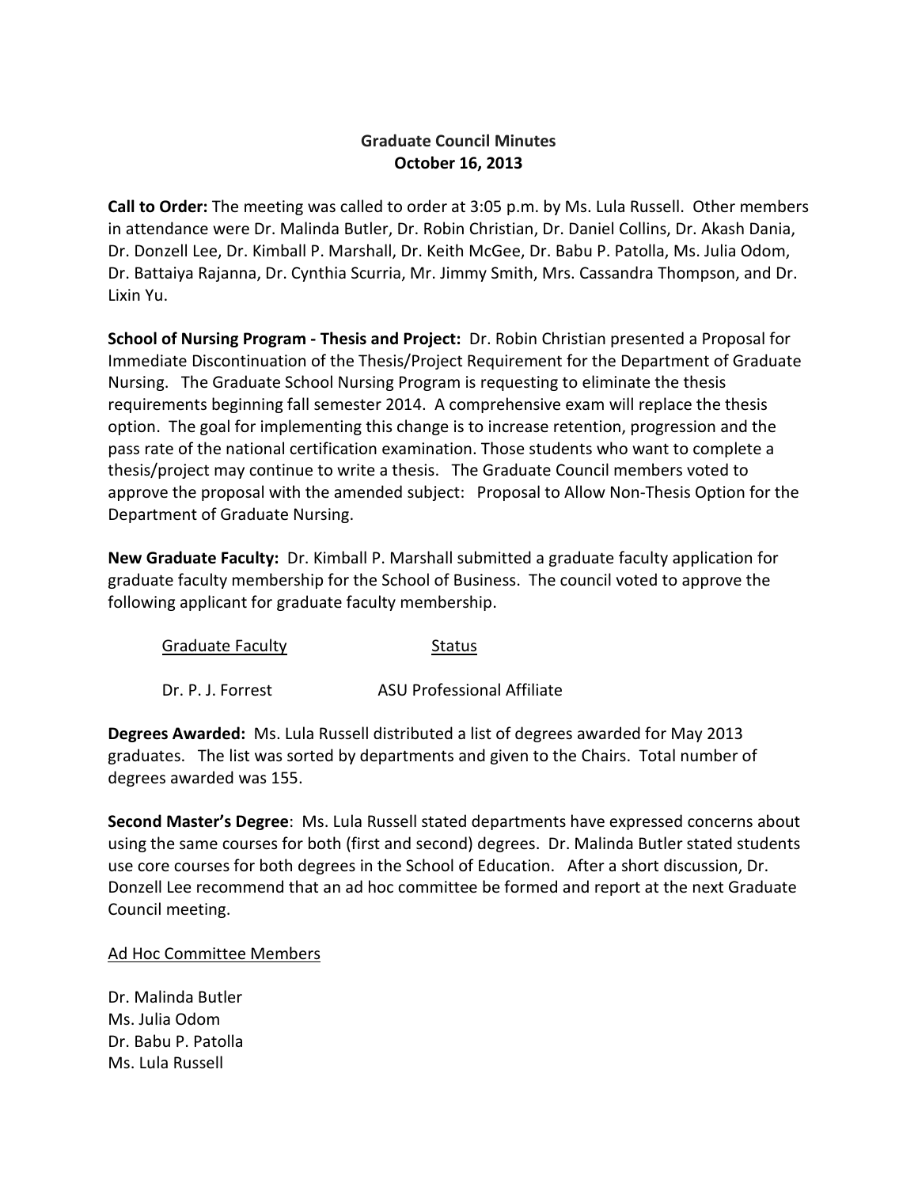# Graduate Council Minutes
## October 16, 2013

**Call to Order:** The meeting was called to order at 3:05 p.m. by Ms. Lula Russell. Other members in attendance were Dr. Malinda Butler, Dr. Robin Christian, Dr. Daniel Collins, Dr. Akash Dania, Dr. Donzell Lee, Dr. Kimball P. Marshall, Dr. Keith McGee, Dr. Babu P. Patolla, Ms. Julia Odom, Dr. Battaiya Rajanna, Dr. Cynthia Scurria, Mr. Jimmy Smith, Mrs. Cassandra Thompson, and Dr. Lixin Yu.

**School of Nursing Program - Thesis and Project:** Dr. Robin Christian presented a Proposal for Immediate Discontinuation of the Thesis/Project Requirement for the Department of Graduate Nursing. The Graduate School Nursing Program is requesting to eliminate the thesis requirements beginning fall semester 2014. A comprehensive exam will replace the thesis option. The goal for implementing this change is to increase retention, progression and the pass rate of the national certification examination. Those students who want to complete a thesis/project may continue to write a thesis. The Graduate Council members voted to approve the proposal with the amended subject: Proposal to Allow Non-Thesis Option for the Department of Graduate Nursing.

**New Graduate Faculty:** Dr. Kimball P. Marshall submitted a graduate faculty application for graduate faculty membership for the School of Business. The council voted to approve the following applicant for graduate faculty membership.

| Graduate Faculty | Status |
|---|---|
| Dr. P. J. Forrest | ASU Professional Affiliate |

**Degrees Awarded:** Ms. Lula Russell distributed a list of degrees awarded for May 2013 graduates. The list was sorted by departments and given to the Chairs. Total number of degrees awarded was 155.

**Second Master's Degree**: Ms. Lula Russell stated departments have expressed concerns about using the same courses for both (first and second) degrees. Dr. Malinda Butler stated students use core courses for both degrees in the School of Education. After a short discussion, Dr. Donzell Lee recommend that an ad hoc committee be formed and report at the next Graduate Council meeting.

Ad Hoc Committee Members

Dr. Malinda Butler
Ms. Julia Odom
Dr. Babu P. Patolla
Ms. Lula Russell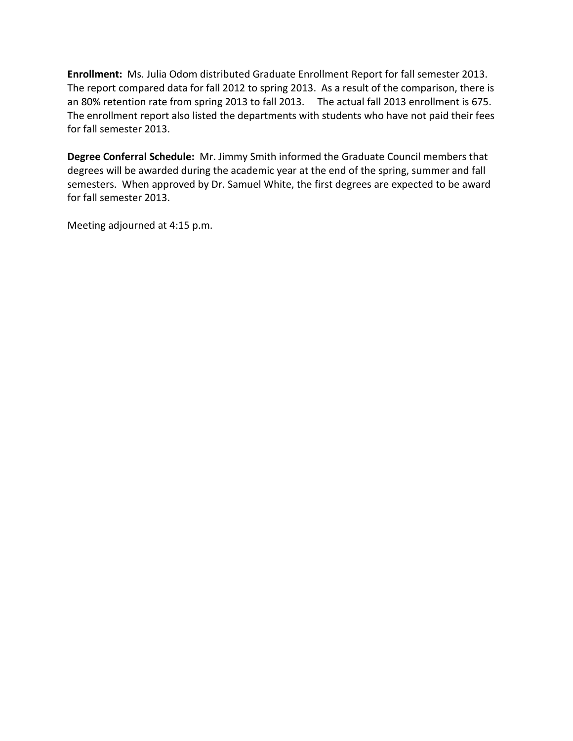**Enrollment:** Ms. Julia Odom distributed Graduate Enrollment Report for fall semester 2013. The report compared data for fall 2012 to spring 2013. As a result of the comparison, there is an 80% retention rate from spring 2013 to fall 2013. The actual fall 2013 enrollment is 675. The enrollment report also listed the departments with students who have not paid their fees for fall semester 2013.

**Degree Conferral Schedule:** Mr. Jimmy Smith informed the Graduate Council members that degrees will be awarded during the academic year at the end of the spring, summer and fall semesters. When approved by Dr. Samuel White, the first degrees are expected to be award for fall semester 2013.

Meeting adjourned at 4:15 p.m.